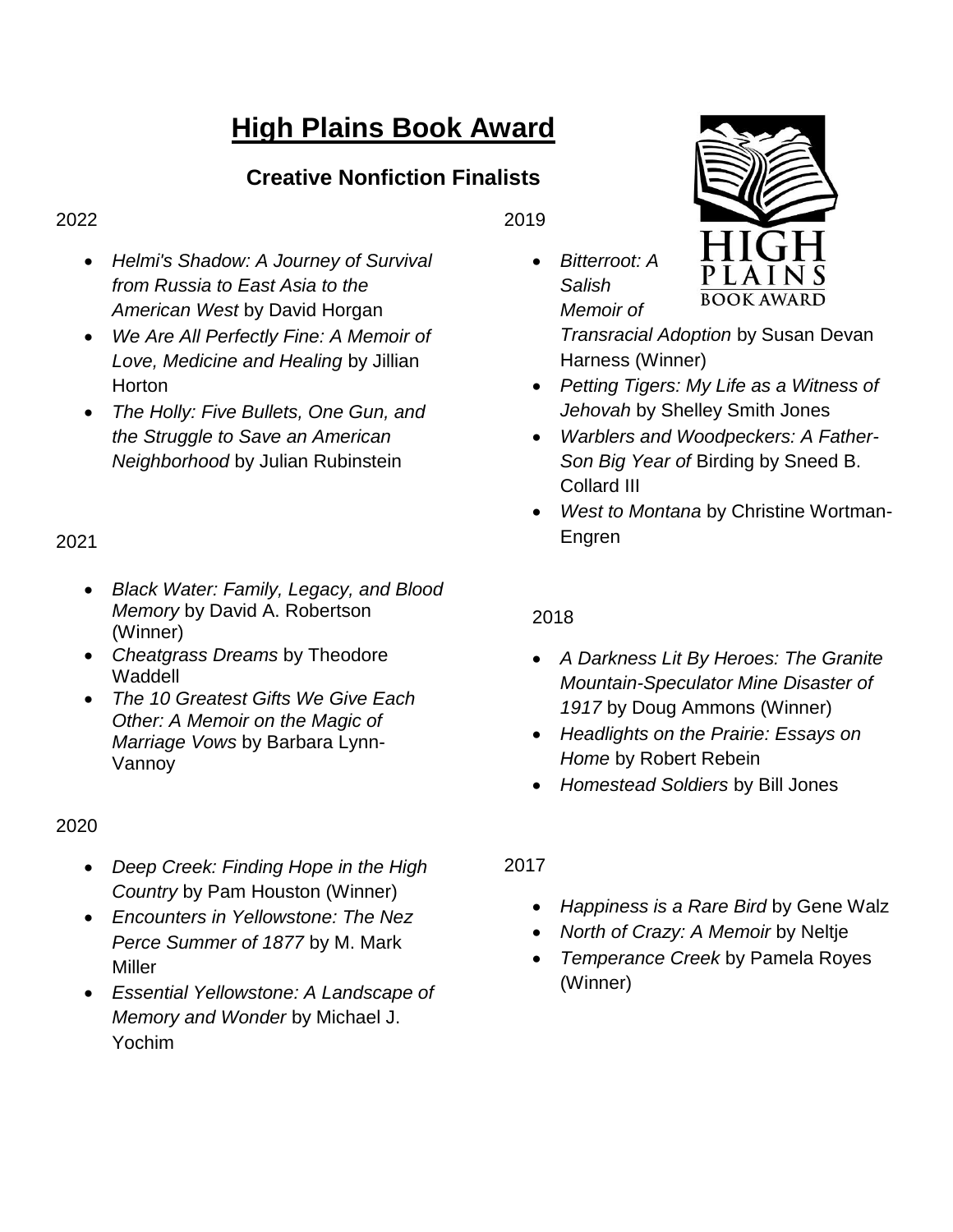# High Plains Book Award

## Creative Nonfiction Finalists

2022

- *Helmi's Shadow: A Journey of Survival from Russia to East Asia to the American West* by David Horgan
- *We Are All Perfectly Fine: A Memoir of Love, Medicine and Healing* by Jillian Horton
- *The Holly: Five Bullets, One Gun, and the Struggle to Save an American Neighborhood* by Julian Rubinstein

2021

- *Black Water: Family, Legacy, and Blood Memory* by David A. Robertson (Winner)
- *Cheatgrass Dreams* by Theodore Waddell
- *The 10 Greatest Gifts We Give Each Other: A Memoir on the Magic of Marriage Vows* by Barbara Lynn-Vannoy

2020

- *Deep Creek: Finding Hope in the High Country* by Pam Houston (Winner)
- *Encounters in Yellowstone: The Nez Perce Summer of 1877* by M. Mark Miller
- *Essential Yellowstone: A Landscape of Memory and Wonder* by Michael J. Yochim

2019

- *Bitterroot: A Salish Memoir of Transracial Adoption* by Susan Devan Harness (Winner)
- *Petting Tigers: My Life as a Witness of Jehovah* by Shelley Smith Jones
- *Warblers and Woodpeckers: A Father-Son Big Year of* Birding by Sneed B. Collard III
- *West to Montana* by Christine Wortman-Engren

2018

- *A Darkness Lit By Heroes: The Granite Mountain-Speculator Mine Disaster of 1917* by Doug Ammons (Winner)
- *Headlights on the Prairie: Essays on Home* by Robert Rebein
- *Homestead Soldiers* by Bill Jones

2017

- *Happiness is a Rare Bird* by Gene Walz
- *North of Crazy: A Memoir* by Neltje
- *Temperance Creek* by Pamela Royes (Winner)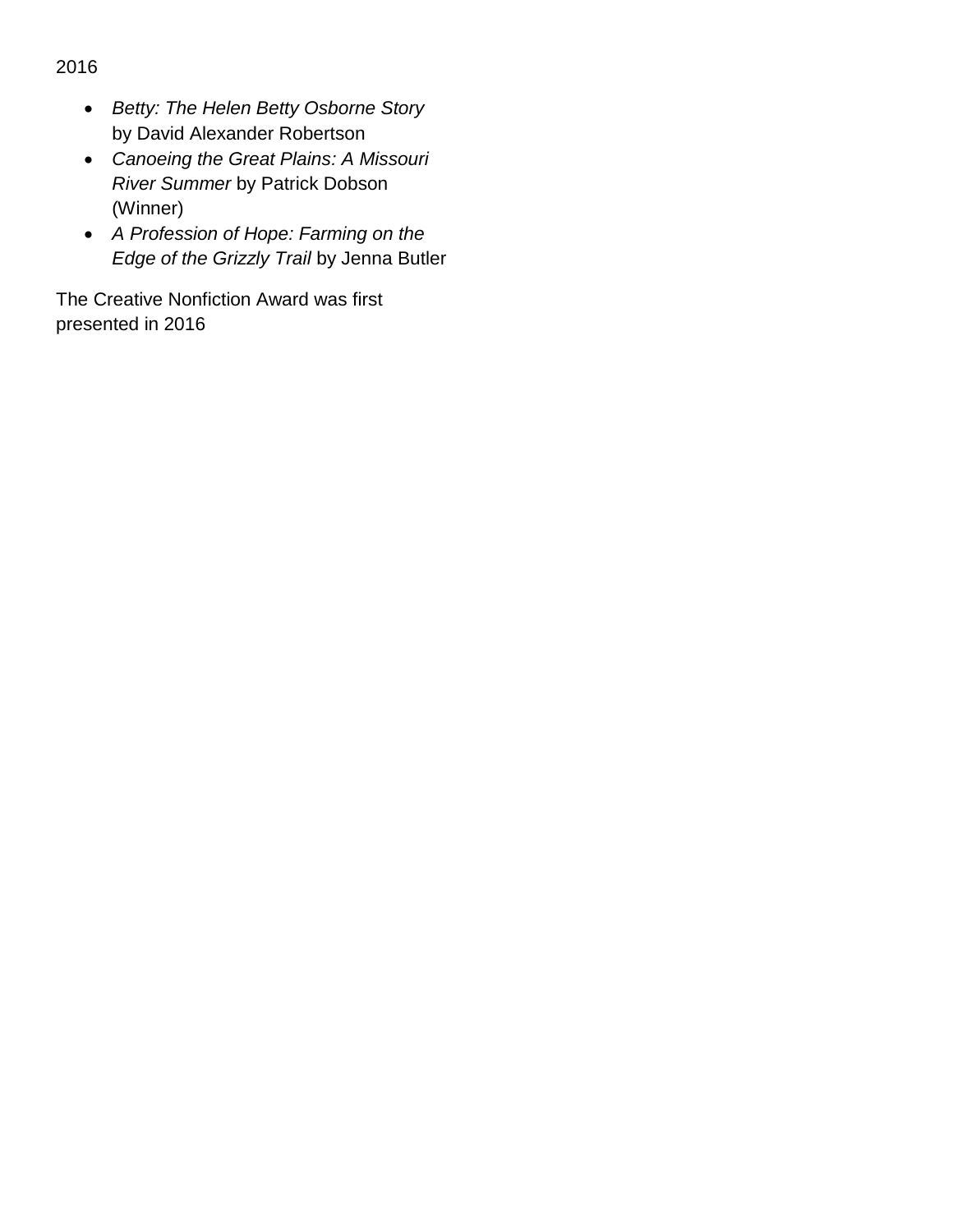2016

- *Betty: The Helen Betty Osborne Story* by David Alexander Robertson
- *Canoeing the Great Plains: A Missouri River Summer* by Patrick Dobson (Winner)
- *A Profession of Hope: Farming on the Edge of the Grizzly Trail* by Jenna Butler

The Creative Nonfiction Award was first presented in 2016